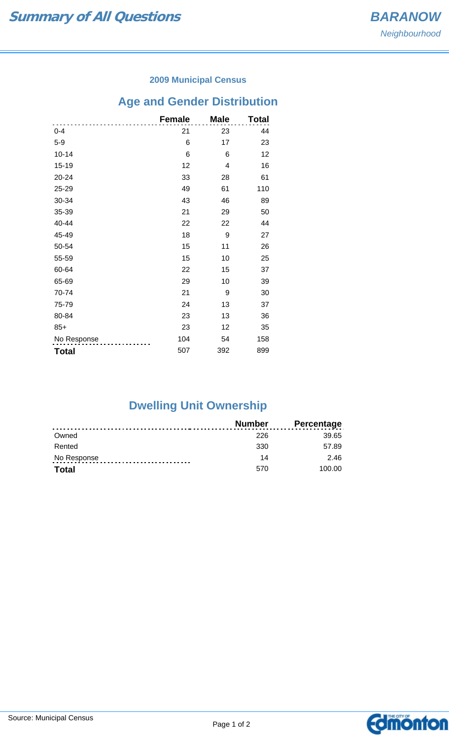# Summary of All Questions

**BARANOW**
*Neighbourhood*

### 2009 Municipal Census

## Age and Gender Distribution

| | Female | Male | Total |
|---|---|---|---|
| 0-4 | 21 | 23 | 44 |
| 5-9 | 6 | 17 | 23 |
| 10-14 | 6 | 6 | 12 |
| 15-19 | 12 | 4 | 16 |
| 20-24 | 33 | 28 | 61 |
| 25-29 | 49 | 61 | 110 |
| 30-34 | 43 | 46 | 89 |
| 35-39 | 21 | 29 | 50 |
| 40-44 | 22 | 22 | 44 |
| 45-49 | 18 | 9 | 27 |
| 50-54 | 15 | 11 | 26 |
| 55-59 | 15 | 10 | 25 |
| 60-64 | 22 | 15 | 37 |
| 65-69 | 29 | 10 | 39 |
| 70-74 | 21 | 9 | 30 |
| 75-79 | 24 | 13 | 37 |
| 80-84 | 23 | 13 | 36 |
| 85+ | 23 | 12 | 35 |
| No Response | 104 | 54 | 158 |
| **Total** | 507 | 392 | 899 |

## Dwelling Unit Ownership

| | Number | Percentage |
|---|---|---|
| Owned | 226 | 39.65 |
| Rented | 330 | 57.89 |
| No Response | 14 | 2.46 |
| **Total** | 570 | 100.00 |

Source: Municipal Census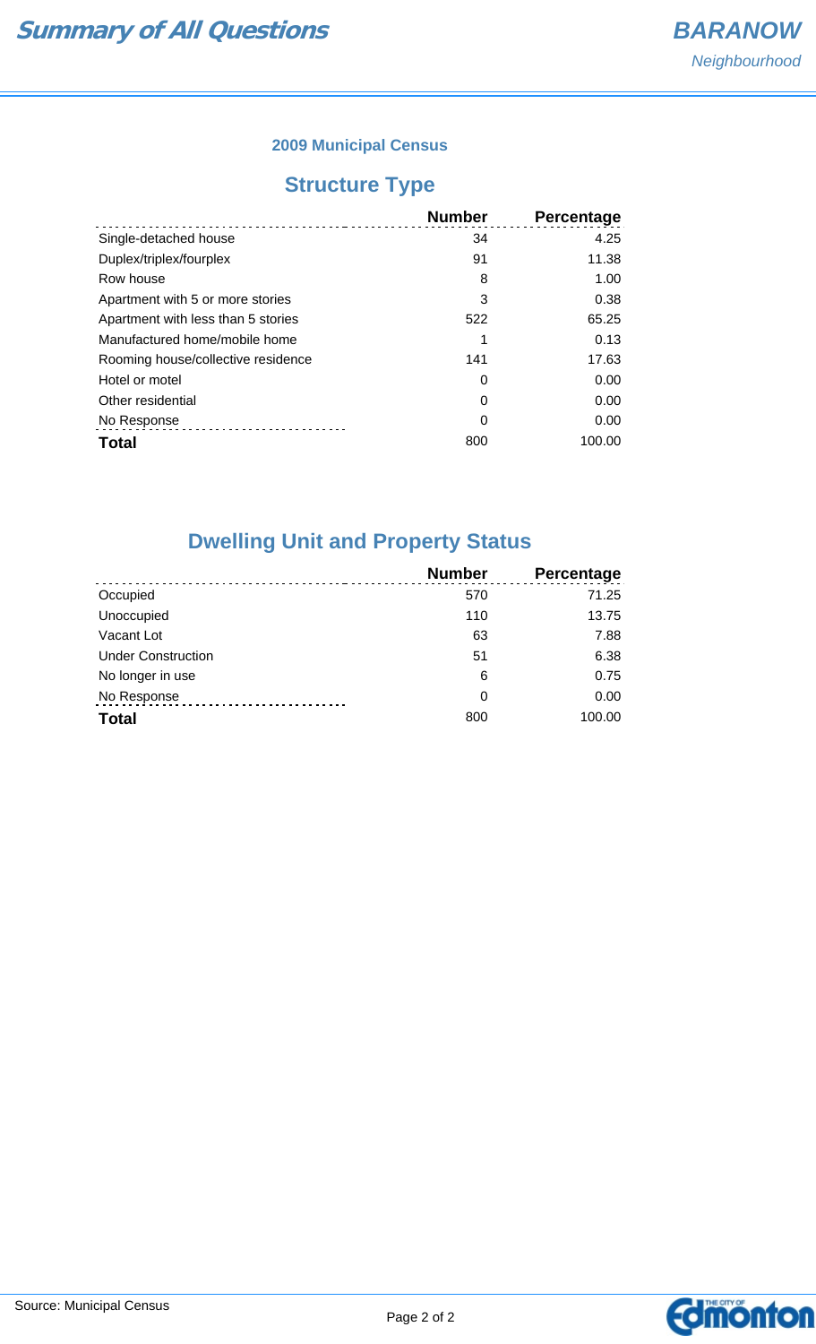### 2009 Municipal Census

## Structure Type

| | Number | Percentage |
| --- | --- | --- |
| Single-detached house | 34 | 4.25 |
| Duplex/triplex/fourplex | 91 | 11.38 |
| Row house | 8 | 1.00 |
| Apartment with 5 or more stories | 3 | 0.38 |
| Apartment with less than 5 stories | 522 | 65.25 |
| Manufactured home/mobile home | 1 | 0.13 |
| Rooming house/collective residence | 141 | 17.63 |
| Hotel or motel | 0 | 0.00 |
| Other residential | 0 | 0.00 |
| No Response | 0 | 0.00 |
| **Total** | 800 | 100.00 |

## Dwelling Unit and Property Status

| | Number | Percentage |
| --- | --- | --- |
| Occupied | 570 | 71.25 |
| Unoccupied | 110 | 13.75 |
| Vacant Lot | 63 | 7.88 |
| Under Construction | 51 | 6.38 |
| No longer in use | 6 | 0.75 |
| No Response | 0 | 0.00 |
| **Total** | 800 | 100.00 |

Source: Municipal Census